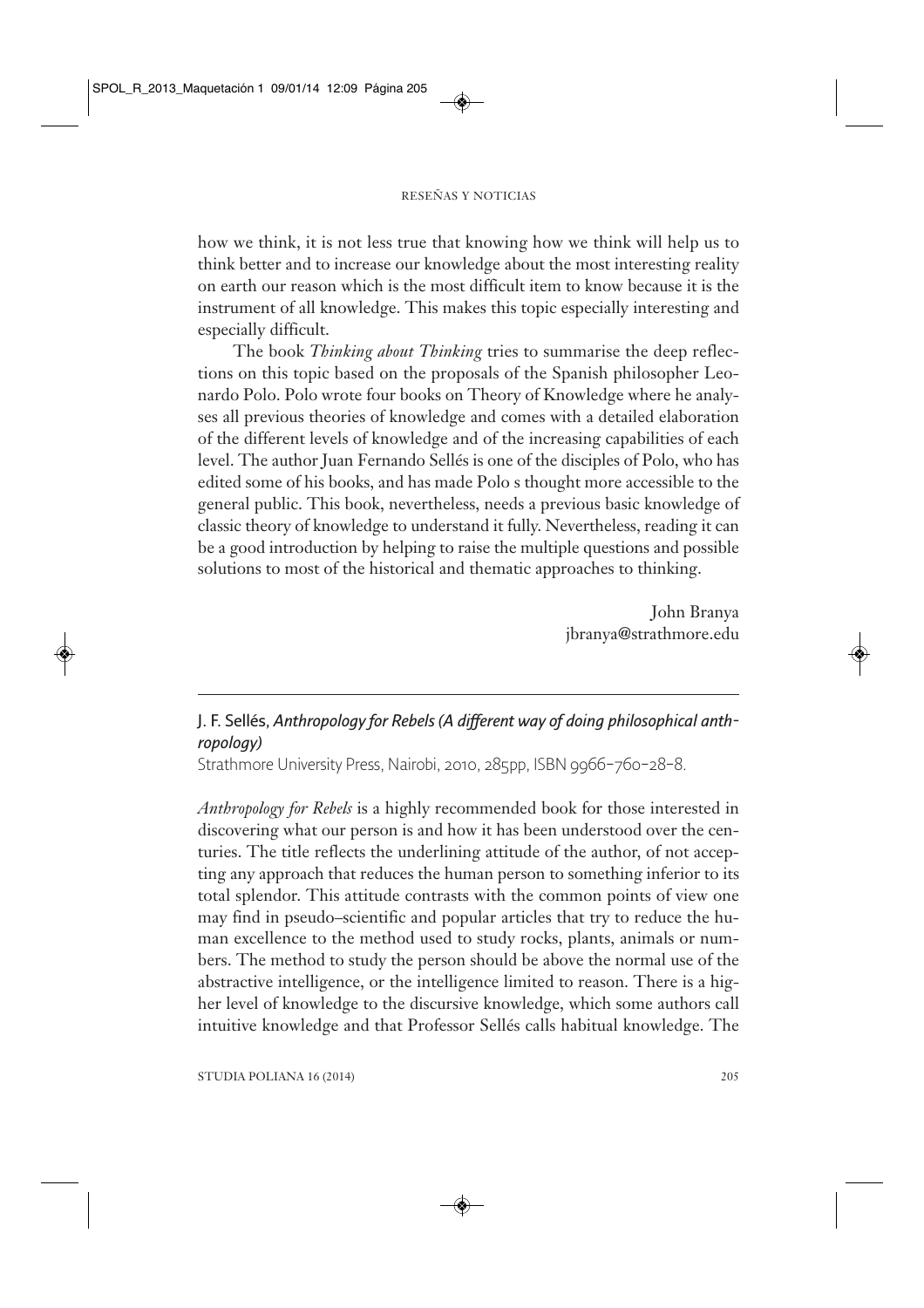how we think, it is not less true that knowing how we think will help us to think better and to increase our knowledge about the most interesting reality on earth our reason which is the most difficult item to know because it is the instrument of all knowledge. This makes this topic especially interesting and especially difficult.

The book *Thinking about Thinking* tries to summarise the deep reflections on this topic based on the proposals of the Spanish philosopher Leonardo Polo. Polo wrote four books on Theory of Knowledge where he analyses all previous theories of knowledge and comes with a detailed elaboration of the different levels of knowledge and of the increasing capabilities of each level. The author Juan Fernando Sellés is one of the disciples of Polo, who has edited some of his books, and has made Polo s thought more accessible to the general public. This book, nevertheless, needs a previous basic knowledge of classic theory of knowledge to understand it fully. Nevertheless, reading it can be a good introduction by helping to raise the multiple questions and possible solutions to most of the historical and thematic approaches to thinking.

John Branya
jbranya@strathmore.edu

---

## J. F. Sellés, *Anthropology for Rebels (A different way of doing philosophical anthropology)*

Strathmore University Press, Nairobi, 2010, 285pp, ISBN 9966-760-28-8.

*Anthropology for Rebels* is a highly recommended book for those interested in discovering what our person is and how it has been understood over the centuries. The title reflects the underlining attitude of the author, of not accepting any approach that reduces the human person to something inferior to its total splendor. This attitude contrasts with the common points of view one may find in pseudo–scientific and popular articles that try to reduce the human excellence to the method used to study rocks, plants, animals or numbers. The method to study the person should be above the normal use of the abstractive intelligence, or the intelligence limited to reason. There is a higher level of knowledge to the discursive knowledge, which some authors call intuitive knowledge and that Professor Sellés calls habitual knowledge. The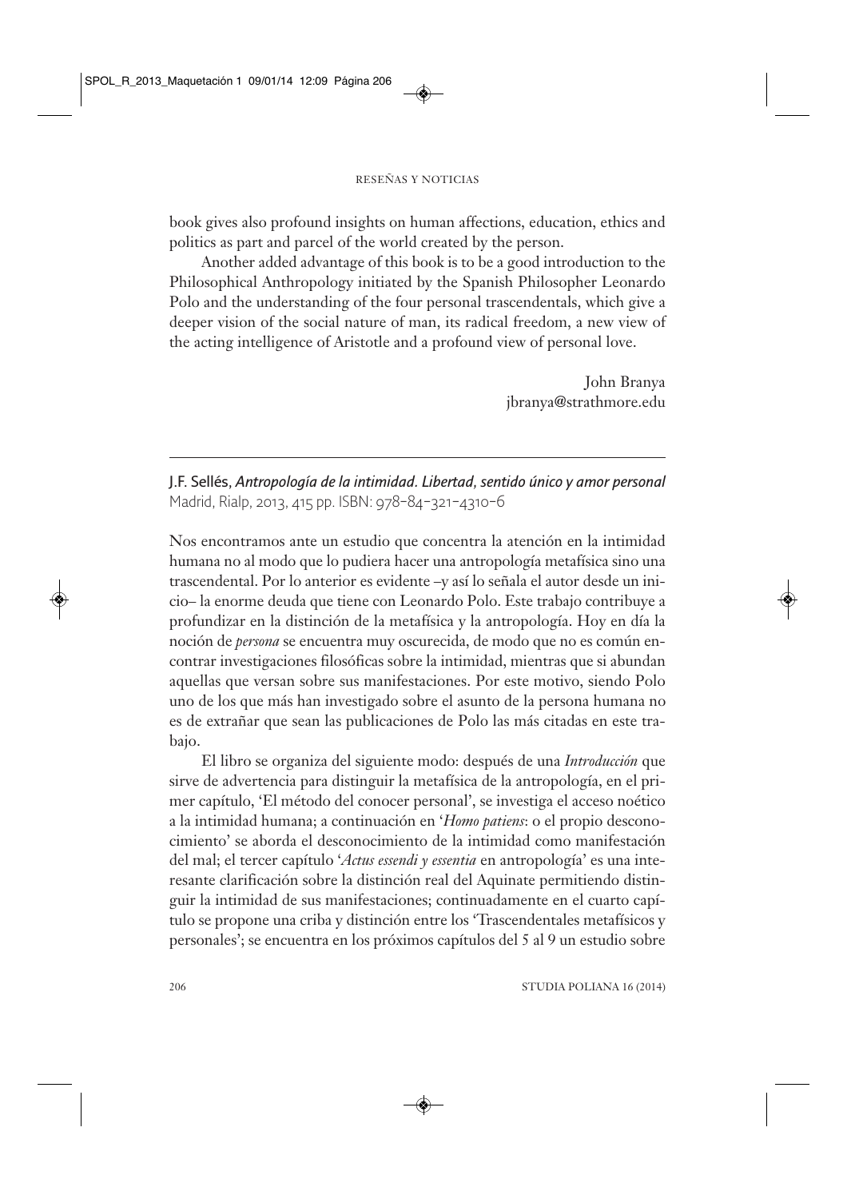book gives also profound insights on human affections, education, ethics and politics as part and parcel of the world created by the person.

Another added advantage of this book is to be a good introduction to the Philosophical Anthropology initiated by the Spanish Philosopher Leonardo Polo and the understanding of the four personal trascendentals, which give a deeper vision of the social nature of man, its radical freedom, a new view of the acting intelligence of Aristotle and a profound view of personal love.

John Branya
jbranya@strathmore.edu

---

J.F. Sellés, ***Antropología de la intimidad. Libertad, sentido único y amor personal***
Madrid, Rialp, 2013, 415 pp. ISBN: 978-84-321-4310-6

Nos encontramos ante un estudio que concentra la atención en la intimidad humana no al modo que lo pudiera hacer una antropología metafísica sino una trascendental. Por lo anterior es evidente –y así lo señala el autor desde un inicio– la enorme deuda que tiene con Leonardo Polo. Este trabajo contribuye a profundizar en la distinción de la metafísica y la antropología. Hoy en día la noción de *persona* se encuentra muy oscurecida, de modo que no es común encontrar investigaciones filosóficas sobre la intimidad, mientras que si abundan aquellas que versan sobre sus manifestaciones. Por este motivo, siendo Polo uno de los que más han investigado sobre el asunto de la persona humana no es de extrañar que sean las publicaciones de Polo las más citadas en este trabajo.

El libro se organiza del siguiente modo: después de una *Introducción* que sirve de advertencia para distinguir la metafísica de la antropología, en el primer capítulo, 'El método del conocer personal', se investiga el acceso noético a la intimidad humana; a continuación en '*Homo patiens*: o el propio desconocimiento' se aborda el desconocimiento de la intimidad como manifestación del mal; el tercer capítulo '*Actus essendi y essentia* en antropología' es una interesante clarificación sobre la distinción real del Aquinate permitiendo distinguir la intimidad de sus manifestaciones; continuadamente en el cuarto capítulo se propone una criba y distinción entre los 'Trascendentales metafísicos y personales'; se encuentra en los próximos capítulos del 5 al 9 un estudio sobre